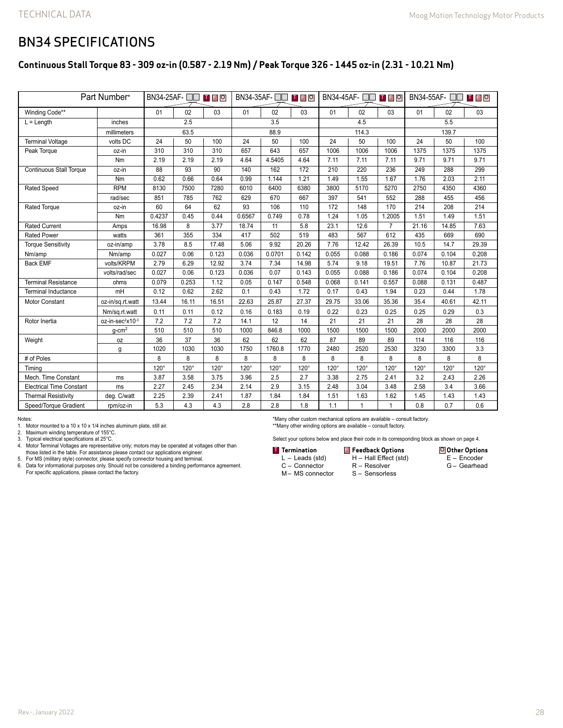# BN34 SPECIFICATIONS

## Continuous Stall Torque 83 - 309 oz-in (0.587 - 2.19 Nm) / Peak Torque 326 - 1445 oz-in (2.31 - 10.21 Nm)

| Part Number* | | BN34-25AF- □□ T F O | | | BN34-35AF- □□ T F O | | | BN34-45AF- □□ T F O | | | BN34-55AF- □□ T F O | | |
|---|---|---|---|---|---|---|---|---|---|---|---|---|---|
| Winding Code** | | 01 | 02 | 03 | 01 | 02 | 03 | 01 | 02 | 03 | 01 | 02 | 03 |
| L = Length | inches | 2.5 | | | 3.5 | | | 4.5 | | | 5.5 | | |
| | millimeters | 63.5 | | | 88.9 | | | 114.3 | | | 139.7 | | |
| Terminal Voltage | volts DC | 24 | 50 | 100 | 24 | 50 | 100 | 24 | 50 | 100 | 24 | 50 | 100 |
| Peak Torque | oz-in | 310 | 310 | 310 | 657 | 643 | 657 | 1006 | 1006 | 1006 | 1375 | 1375 | 1375 |
| | Nm | 2.19 | 2.19 | 2.19 | 4.64 | 4.5405 | 4.64 | 7.11 | 7.11 | 7.11 | 9.71 | 9.71 | 9.71 |
| Continuous Stall Torque | oz-in | 88 | 93 | 90 | 140 | 162 | 172 | 210 | 220 | 236 | 249 | 288 | 299 |
| | Nm | 0.62 | 0.66 | 0.64 | 0.99 | 1.144 | 1.21 | 1.49 | 1.55 | 1.67 | 1.76 | 2.03 | 2.11 |
| Rated Speed | RPM | 8130 | 7500 | 7280 | 6010 | 6400 | 6380 | 3800 | 5170 | 5270 | 2750 | 4350 | 4360 |
| | rad/sec | 851 | 785 | 762 | 629 | 670 | 667 | 397 | 541 | 552 | 288 | 455 | 456 |
| Rated Torque | oz-in | 60 | 64 | 62 | 93 | 106 | 110 | 172 | 148 | 170 | 214 | 208 | 214 |
| | Nm | 0.4237 | 0.45 | 0.44 | 0.6567 | 0.749 | 0.78 | 1.24 | 1.05 | 1.2005 | 1.51 | 1.49 | 1.51 |
| Rated Current | Amps | 16.98 | 8 | 3.77 | 18.74 | 11 | 5.8 | 23.1 | 12.6 | 7 | 21.16 | 14.85 | 7.63 |
| Rated Power | watts | 361 | 355 | 334 | 417 | 502 | 519 | 483 | 567 | 612 | 435 | 669 | 690 |
| Torque Sensitivity | oz-in/amp | 3.78 | 8.5 | 17.48 | 5.06 | 9.92 | 20.26 | 7.76 | 12.42 | 26.39 | 10.5 | 14.7 | 29.39 |
| Nm/amp | Nm/amp | 0.027 | 0.06 | 0.123 | 0.036 | 0.0701 | 0.142 | 0.055 | 0.088 | 0.186 | 0.074 | 0.104 | 0.208 |
| Back EMF | volts/KRPM | 2.79 | 6.29 | 12.92 | 3.74 | 7.34 | 14.98 | 5.74 | 9.18 | 19.51 | 7.76 | 10.87 | 21.73 |
| | volts/rad/sec | 0.027 | 0.06 | 0.123 | 0.036 | 0.07 | 0.143 | 0.055 | 0.088 | 0.186 | 0.074 | 0.104 | 0.208 |
| Terminal Resistance | ohms | 0.079 | 0.253 | 1.12 | 0.05 | 0.147 | 0.548 | 0.068 | 0.141 | 0.557 | 0.088 | 0.131 | 0.487 |
| Terminal Inductance | mH | 0.12 | 0.62 | 2.62 | 0.1 | 0.43 | 1.72 | 0.17 | 0.43 | 1.94 | 0.23 | 0.44 | 1.78 |
| Motor Constant | oz-in/sq.rt.watt | 13.44 | 16.11 | 16.51 | 22.63 | 25.87 | 27.37 | 29.75 | 33.06 | 35.36 | 35.4 | 40.61 | 42.11 |
| | Nm/sq.rt.watt | 0.11 | 0.11 | 0.12 | 0.16 | 0.183 | 0.19 | 0.22 | 0.23 | 0.25 | 0.25 | 0.29 | 0.3 |
| Rotor Inertia | oz-in-sec²x10⁻³ | 7.2 | 7.2 | 7.2 | 14.1 | 12 | 14 | 21 | 21 | 21 | 28 | 28 | 28 |
| | g-cm² | 510 | 510 | 510 | 1000 | 846.8 | 1000 | 1500 | 1500 | 1500 | 2000 | 2000 | 2000 |
| Weight | oz | 36 | 37 | 36 | 62 | 62 | 62 | 87 | 89 | 89 | 114 | 116 | 116 |
| | g | 1020 | 1030 | 1030 | 1750 | 1760.8 | 1770 | 2480 | 2520 | 2530 | 3230 | 3300 | 3.3 |
| # of Poles | | 8 | 8 | 8 | 8 | 8 | 8 | 8 | 8 | 8 | 8 | 8 | 8 |
| Timing | | 120° | 120° | 120° | 120° | 120° | 120° | 120° | 120° | 120° | 120° | 120° | 120° |
| Mech. Time Constant | ms | 3.87 | 3.58 | 3.75 | 3.96 | 2.5 | 2.7 | 3.38 | 2.75 | 2.41 | 3.2 | 2.43 | 2.26 |
| Electrical Time Constant | ms | 2.27 | 2.45 | 2.34 | 2.14 | 2.9 | 3.15 | 2.48 | 3.04 | 3.48 | 2.58 | 3.4 | 3.66 |
| Thermal Resistivity | deg. C/watt | 2.25 | 2.39 | 2.41 | 1.87 | 1.84 | 1.84 | 1.51 | 1.63 | 1.62 | 1.45 | 1.43 | 1.43 |
| Speed/Torque Gradient | rpm/oz-in | 5.3 | 4.3 | 4.3 | 2.8 | 2.8 | 1.8 | 1.1 | 1 | 1 | 0.8 | 0.7 | 0.6 |

Notes:

1. Motor mounted to a 10 x 10 x 1/4 inches aluminum plate, still air.
2. Maximum winding temperature of 155°C.
3. Typical electrical specifications at 25°C.
4. Motor Terminal Voltages are representative only; motors may be operated at voltages other than those listed in the table. For assistance please contact our applications engineer.
5. For MS (military style) connector, please specify connector housing and terminal.
6. Data for informational purposes only. Should not be considered a binding performance agreement. For specific applications, please contact the factory.

*Many other custom mechanical options are available – consult factory.
**Many other winding options are available – consult factory.

Select your options below and place their code in its corresponding block as shown on page 4.

**T Termination**
- L – Leads (std)
- C – Connector
- M – MS connector

**F Feedback Options**
- H – Hall Effect (std)
- R – Resolver
- S – Sensorless

**O Other Options**
- E – Encoder
- G – Gearhead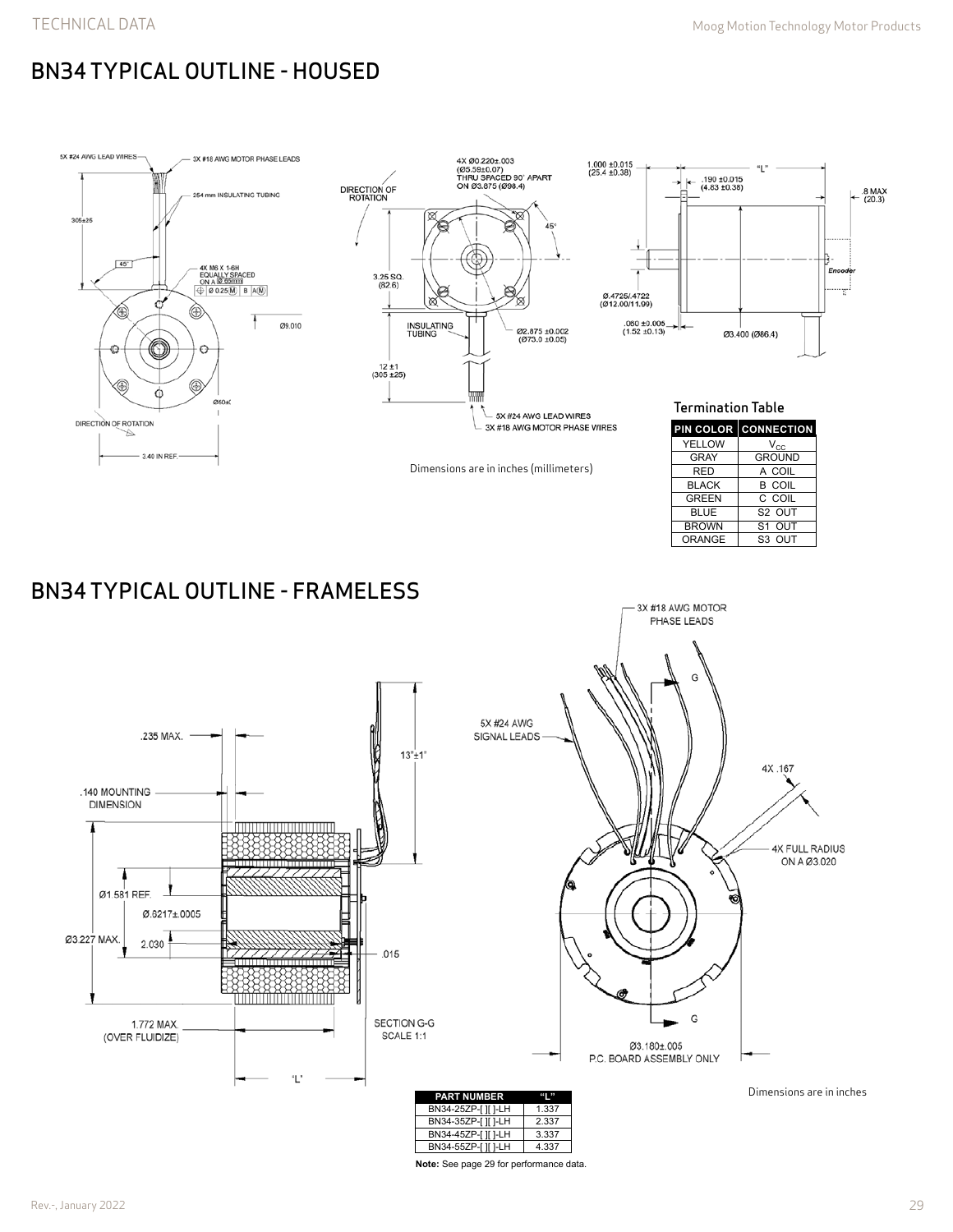## BN34 TYPICAL OUTLINE - HOUSED

Dimensions are in inches (millimeters)

### Termination Table

| PIN COLOR | CONNECTION |
|---|---|
| YELLOW | $V_{CC}$ |
| GRAY | GROUND |
| RED | A COIL |
| BLACK | B COIL |
| GREEN | C COIL |
| BLUE | S2 OUT |
| BROWN | S1 OUT |
| ORANGE | S3 OUT |

## BN34 TYPICAL OUTLINE - FRAMELESS

Dimensions are in inches

| PART NUMBER | "L" |
|---|---|
| BN34-25ZP-[ ][ ]-LH | 1.337 |
| BN34-35ZP-[ ][ ]-LH | 2.337 |
| BN34-45ZP-[ ][ ]-LH | 3.337 |
| BN34-55ZP-[ ][ ]-LH | 4.337 |

**Note:** See page 29 for performance data.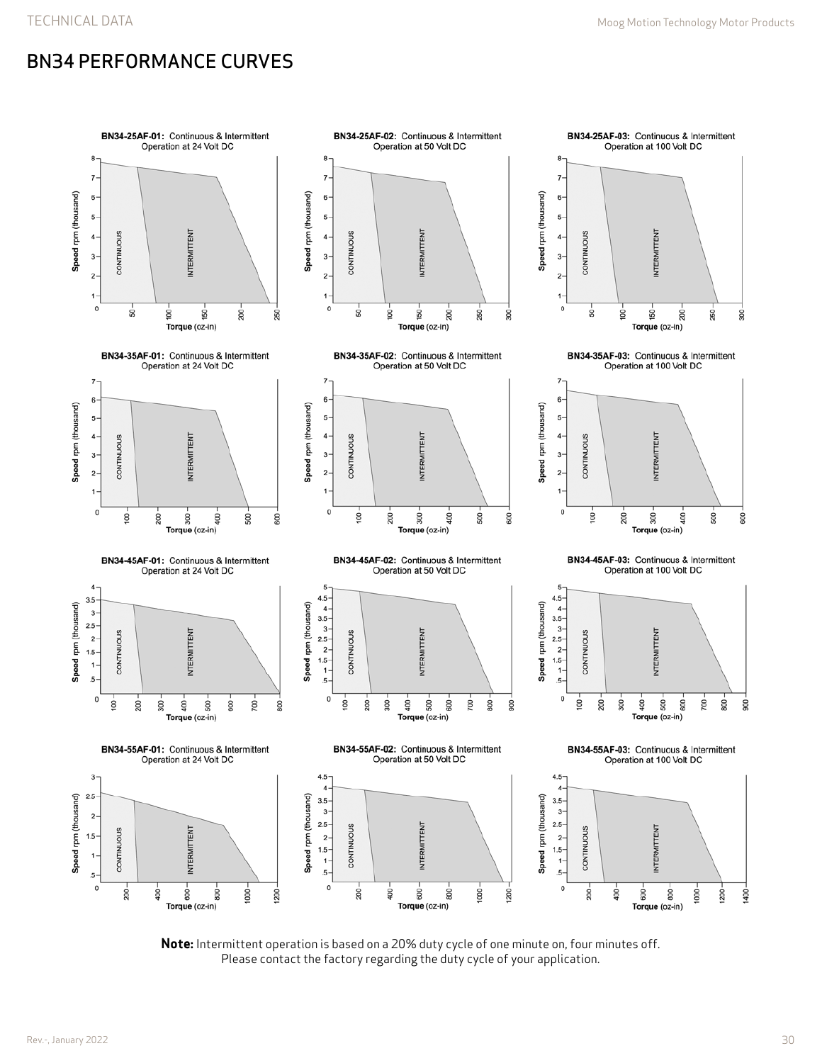## BN34 PERFORMANCE CURVES

**BN34-25AF-01:** Continuous & Intermittent Operation at 24 Volt DC

**BN34-25AF-02:** Continuous & Intermittent Operation at 50 Volt DC

**BN34-25AF-03:** Continuous & Intermittent Operation at 100 Volt DC

**BN34-35AF-01:** Continuous & Intermittent Operation at 24 Volt DC

**BN34-35AF-02:** Continuous & Intermittent Operation at 50 Volt DC

**BN34-35AF-03:** Continuous & Intermittent Operation at 100 Volt DC

**BN34-45AF-01:** Continuous & Intermittent Operation at 24 Volt DC

**BN34-45AF-02:** Continuous & Intermittent Operation at 50 Volt DC

**BN34-45AF-03:** Continuous & Intermittent Operation at 100 Volt DC

**BN34-55AF-01:** Continuous & Intermittent Operation at 24 Volt DC

**BN34-55AF-02:** Continuous & Intermittent Operation at 50 Volt DC

**BN34-55AF-03:** Continuous & Intermittent Operation at 100 Volt DC

**Note:** Intermittent operation is based on a 20% duty cycle of one minute on, four minutes off. Please contact the factory regarding the duty cycle of your application.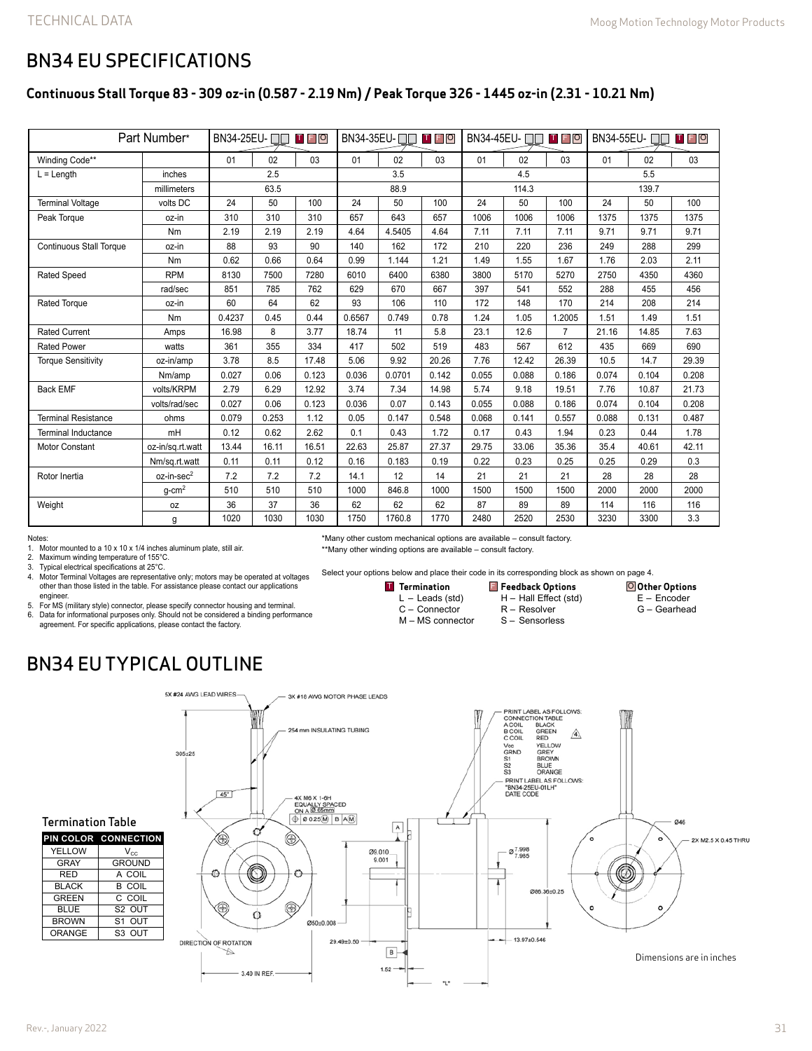# BN34 EU SPECIFICATIONS

## Continuous Stall Torque 83 - 309 oz-in (0.587 - 2.19 Nm) / Peak Torque 326 - 1445 oz-in (2.31 - 10.21 Nm)

| Part Number* | | BN34-25EU- T F O | | | BN34-35EU- T F O | | | BN34-45EU- T F O | | | BN34-55EU- T F O | | |
|---|---|---|---|---|---|---|---|---|---|---|---|---|---|
| Winding Code** | | 01 | 02 | 03 | 01 | 02 | 03 | 01 | 02 | 03 | 01 | 02 | 03 |
| L = Length | inches | 2.5 | | | 3.5 | | | 4.5 | | | 5.5 | | |
| | millimeters | 63.5 | | | 88.9 | | | 114.3 | | | 139.7 | | |
| Terminal Voltage | volts DC | 24 | 50 | 100 | 24 | 50 | 100 | 24 | 50 | 100 | 24 | 50 | 100 |
| Peak Torque | oz-in | 310 | 310 | 310 | 657 | 643 | 657 | 1006 | 1006 | 1006 | 1375 | 1375 | 1375 |
| | Nm | 2.19 | 2.19 | 2.19 | 4.64 | 4.5405 | 4.64 | 7.11 | 7.11 | 7.11 | 9.71 | 9.71 | 9.71 |
| Continuous Stall Torque | oz-in | 88 | 93 | 90 | 140 | 162 | 172 | 210 | 220 | 236 | 249 | 288 | 299 |
| | Nm | 0.62 | 0.66 | 0.64 | 0.99 | 1.144 | 1.21 | 1.49 | 1.55 | 1.67 | 1.76 | 2.03 | 2.11 |
| Rated Speed | RPM | 8130 | 7500 | 7280 | 6010 | 6400 | 6380 | 3800 | 5170 | 5270 | 2750 | 4350 | 4360 |
| | rad/sec | 851 | 785 | 762 | 629 | 670 | 667 | 397 | 541 | 552 | 288 | 455 | 456 |
| Rated Torque | oz-in | 60 | 64 | 62 | 93 | 106 | 110 | 172 | 148 | 170 | 214 | 208 | 214 |
| | Nm | 0.4237 | 0.45 | 0.44 | 0.6567 | 0.749 | 0.78 | 1.24 | 1.05 | 1.2005 | 1.51 | 1.49 | 1.51 |
| Rated Current | Amps | 16.98 | 8 | 3.77 | 18.74 | 11 | 5.8 | 23.1 | 12.6 | 7 | 21.16 | 14.85 | 7.63 |
| Rated Power | watts | 361 | 355 | 334 | 417 | 502 | 519 | 483 | 567 | 612 | 435 | 669 | 690 |
| Torque Sensitivity | oz-in/amp | 3.78 | 8.5 | 17.48 | 5.06 | 9.92 | 20.26 | 7.76 | 12.42 | 26.39 | 10.5 | 14.7 | 29.39 |
| | Nm/amp | 0.027 | 0.06 | 0.123 | 0.036 | 0.0701 | 0.142 | 0.055 | 0.088 | 0.186 | 0.074 | 0.104 | 0.208 |
| Back EMF | volts/KRPM | 2.79 | 6.29 | 12.92 | 3.74 | 7.34 | 14.98 | 5.74 | 9.18 | 19.51 | 7.76 | 10.87 | 21.73 |
| | volts/rad/sec | 0.027 | 0.06 | 0.123 | 0.036 | 0.07 | 0.143 | 0.055 | 0.088 | 0.186 | 0.074 | 0.104 | 0.208 |
| Terminal Resistance | ohms | 0.079 | 0.253 | 1.12 | 0.05 | 0.147 | 0.548 | 0.068 | 0.141 | 0.557 | 0.088 | 0.131 | 0.487 |
| Terminal Inductance | mH | 0.12 | 0.62 | 2.62 | 0.1 | 0.43 | 1.72 | 0.17 | 0.43 | 1.94 | 0.23 | 0.44 | 1.78 |
| Motor Constant | oz-in/sq.rt.watt | 13.44 | 16.11 | 16.51 | 22.63 | 25.87 | 27.37 | 29.75 | 33.06 | 35.36 | 35.4 | 40.61 | 42.11 |
| | Nm/sq.rt.watt | 0.11 | 0.11 | 0.12 | 0.16 | 0.183 | 0.19 | 0.22 | 0.23 | 0.25 | 0.25 | 0.29 | 0.3 |
| Rotor Inertia | oz-in-sec$^2$ | 7.2 | 7.2 | 7.2 | 14.1 | 12 | 14 | 21 | 21 | 21 | 28 | 28 | 28 |
| | g-cm$^2$ | 510 | 510 | 510 | 1000 | 846.8 | 1000 | 1500 | 1500 | 1500 | 2000 | 2000 | 2000 |
| Weight | oz | 36 | 37 | 36 | 62 | 62 | 62 | 87 | 89 | 89 | 114 | 116 | 116 |
| | g | 1020 | 1030 | 1030 | 1750 | 1760.8 | 1770 | 2480 | 2520 | 2530 | 3230 | 3300 | 3.3 |

Notes:
1. Motor mounted to a 10 x 10 x 1/4 inches aluminum plate, still air.
2. Maximum winding temperature of 155°C.
3. Typical electrical specifications at 25°C.
4. Motor Terminal Voltages are representative only; motors may be operated at voltages other than those listed in the table. For assistance please contact our applications engineer.
5. For MS (military style) connector, please specify connector housing and terminal.
6. Data for informational purposes only. Should not be considered a binding performance agreement. For specific applications, please contact the factory.

*Many other custom mechanical options are available – consult factory.
**Many other winding options are available – consult factory.

Select your options below and place their code in its corresponding block as shown on page 4.

**T Termination**
- L – Leads (std)
- C – Connector
- M – MS connector

**F Feedback Options**
- H – Hall Effect (std)
- R – Resolver
- S – Sensorless

**O Other Options**
- E – Encoder
- G – Gearhead

# BN34 EU TYPICAL OUTLINE

### Termination Table

| PIN COLOR | CONNECTION |
|---|---|
| YELLOW | $V_{CC}$ |
| GRAY | GROUND |
| RED | A COIL |
| BLACK | B COIL |
| GREEN | C COIL |
| BLUE | S2 OUT |
| BROWN | S1 OUT |
| ORANGE | S3 OUT |

5X #24 AWG LEAD WIRES — 3X #16 AWG MOTOR PHASE LEADS — 254 mm INSULATING TUBING — 305±25 — 45° — 4X M6 X 1-6H EQUALLY SPACED ON A Ø 65mm — Ø 0.25 M B A M — Ø9.010 / 9.001 — Ø 7.998 / 7.985 — Ø85.36±0.25 — Ø50±0.008 — 29.49±0.50 — 13.97±0.546 — 1.52 — "L" — DIRECTION OF ROTATION — 3.40 IN REF. — Ø46 — 2X M2.5 X 0.45 THRU

PRINT LABEL AS FOLLOWS:
CONNECTION TABLE
A COIL BLACK
B COIL GREEN
C COIL RED
Vcc YELLOW
GRND GREY
S1 BROWN
S2 BLUE
S3 ORANGE
PRINT LABEL AS FOLLOWS:
"BN34-25EU-01LH"
DATE CODE

Dimensions are in inches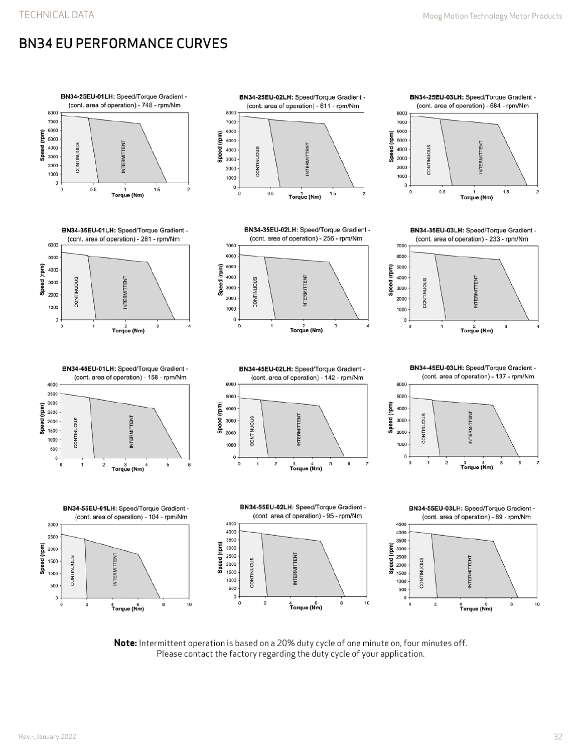# BN34 EU PERFORMANCE CURVES

**BN34-25EU-01LH:** Speed/Torque Gradient - (cont. area of operation) - 748 - rpm/Nm

**BN34-25EU-02LH:** Speed/Torque Gradient - (cont. area of operation) - 611 - rpm/Nm

**BN34-25EU-03LH:** Speed/Torque Gradient - (cont. area of operation) - 684 - rpm/Nm

**BN34-35EU-01LH:** Speed/Torque Gradient - (cont. area of operation) - 281 - rpm/Nm

**BN34-35EU-02LH:** Speed/Torque Gradient - (cont. area of operation) - 256 - rpm/Nm

**BN34-35EU-03LH:** Speed/Torque Gradient - (cont. area of operation) - 233 - rpm/Nm

**BN34-45EU-01LH:** Speed/Torque Gradient - (cont. area of operation) - 158 - rpm/Nm

**BN34-45EU-02LH:** Speed/Torque Gradient - (cont. area of operation) - 142 - rpm/Nm

**BN34-45EU-03LH:** Speed/Torque Gradient - (cont. area of operation) - 137 - rpm/Nm

**BN34-55EU-01LH:** Speed/Torque Gradient - (cont. area of operation) - 104 - rpm/Nm

**BN34-55EU-02LH:** Speed/Torque Gradient - (cont. area of operation) - 95 - rpm/Nm

**BN34-55EU-03LH:** Speed/Torque Gradient - (cont. area of operation) - 89 - rpm/Nm

**Note:** Intermittent operation is based on a 20% duty cycle of one minute on, four minutes off. Please contact the factory regarding the duty cycle of your application.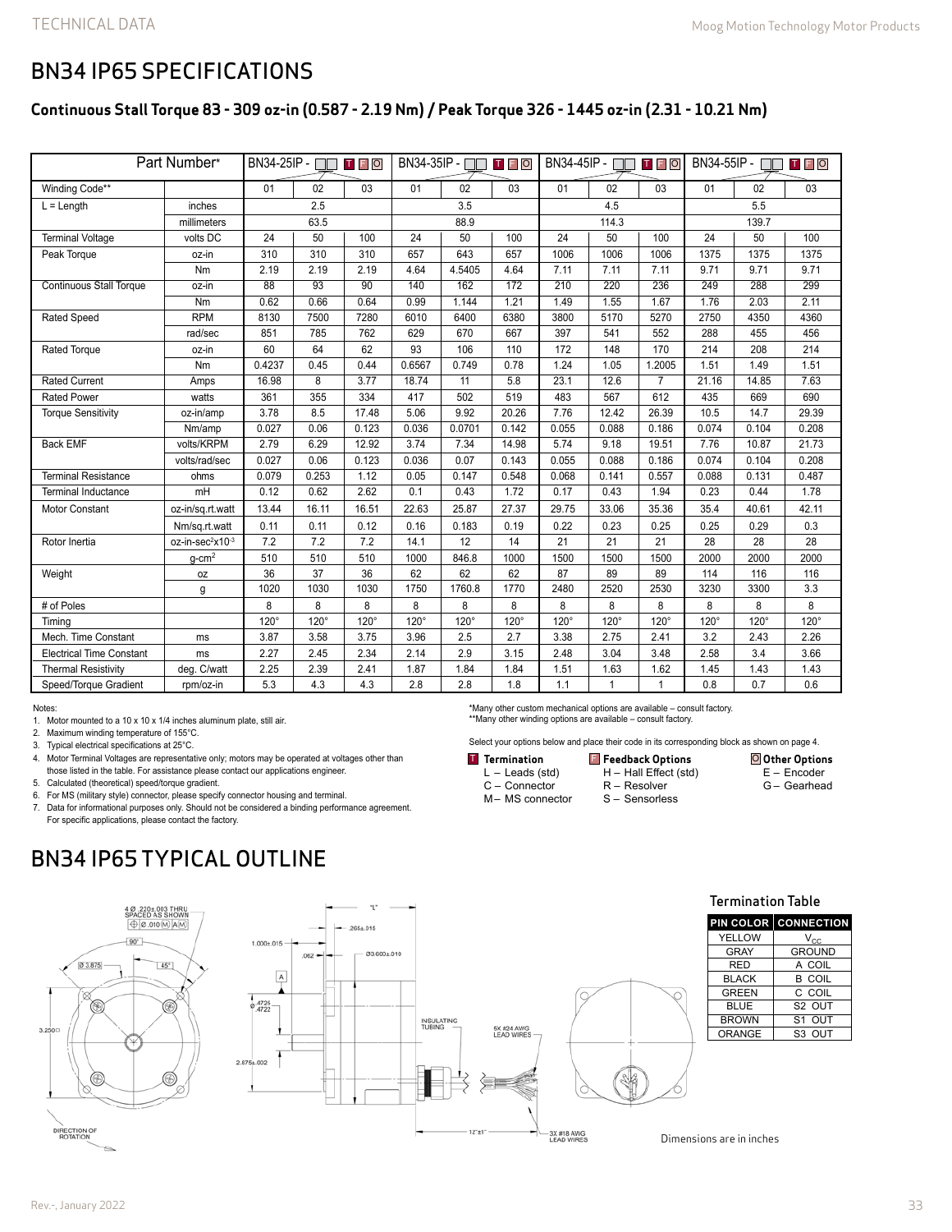# BN34 IP65 SPECIFICATIONS

## Continuous Stall Torque 83 - 309 oz-in (0.587 - 2.19 Nm) / Peak Torque 326 - 1445 oz-in (2.31 - 10.21 Nm)

| Part Number* | | BN34-25IP - □□ T F O | | | BN34-35IP - □□ T F O | | | BN34-45IP - □□ T F O | | | BN34-55IP - □□ T F O | | |
|---|---|---|---|---|---|---|---|---|---|---|---|---|---|
| Winding Code** | | 01 | 02 | 03 | 01 | 02 | 03 | 01 | 02 | 03 | 01 | 02 | 03 |
| L = Length | inches | 2.5 | | | 3.5 | | | 4.5 | | | 5.5 | | |
| | millimeters | 63.5 | | | 88.9 | | | 114.3 | | | 139.7 | | |
| Terminal Voltage | volts DC | 24 | 50 | 100 | 24 | 50 | 100 | 24 | 50 | 100 | 24 | 50 | 100 |
| Peak Torque | oz-in | 310 | 310 | 310 | 657 | 643 | 657 | 1006 | 1006 | 1006 | 1375 | 1375 | 1375 |
| | Nm | 2.19 | 2.19 | 2.19 | 4.64 | 4.5405 | 4.64 | 7.11 | 7.11 | 7.11 | 9.71 | 9.71 | 9.71 |
| Continuous Stall Torque | oz-in | 88 | 93 | 90 | 140 | 162 | 172 | 210 | 220 | 236 | 249 | 288 | 299 |
| | Nm | 0.62 | 0.66 | 0.64 | 0.99 | 1.144 | 1.21 | 1.49 | 1.55 | 1.67 | 1.76 | 2.03 | 2.11 |
| Rated Speed | RPM | 8130 | 7500 | 7280 | 6010 | 6400 | 6380 | 3800 | 5170 | 5270 | 2750 | 4350 | 4360 |
| | rad/sec | 851 | 785 | 762 | 629 | 670 | 667 | 397 | 541 | 552 | 288 | 455 | 456 |
| Rated Torque | oz-in | 60 | 64 | 62 | 93 | 106 | 110 | 172 | 148 | 170 | 214 | 208 | 214 |
| | Nm | 0.4237 | 0.45 | 0.44 | 0.6567 | 0.749 | 0.78 | 1.24 | 1.05 | 1.2005 | 1.51 | 1.49 | 1.51 |
| Rated Current | Amps | 16.98 | 8 | 3.77 | 18.74 | 11 | 5.8 | 23.1 | 12.6 | 7 | 21.16 | 14.85 | 7.63 |
| Rated Power | watts | 361 | 355 | 334 | 417 | 502 | 519 | 483 | 567 | 612 | 435 | 669 | 690 |
| Torque Sensitivity | oz-in/amp | 3.78 | 8.5 | 17.48 | 5.06 | 9.92 | 20.26 | 7.76 | 12.42 | 26.39 | 10.5 | 14.7 | 29.39 |
| | Nm/amp | 0.027 | 0.06 | 0.123 | 0.036 | 0.0701 | 0.142 | 0.055 | 0.088 | 0.186 | 0.074 | 0.104 | 0.208 |
| Back EMF | volts/KRPM | 2.79 | 6.29 | 12.92 | 3.74 | 7.34 | 14.98 | 5.74 | 9.18 | 19.51 | 7.76 | 10.87 | 21.73 |
| | volts/rad/sec | 0.027 | 0.06 | 0.123 | 0.036 | 0.07 | 0.143 | 0.055 | 0.088 | 0.186 | 0.074 | 0.104 | 0.208 |
| Terminal Resistance | ohms | 0.079 | 0.253 | 1.12 | 0.05 | 0.147 | 0.548 | 0.068 | 0.141 | 0.557 | 0.088 | 0.131 | 0.487 |
| Terminal Inductance | mH | 0.12 | 0.62 | 2.62 | 0.1 | 0.43 | 1.72 | 0.17 | 0.43 | 1.94 | 0.23 | 0.44 | 1.78 |
| Motor Constant | oz-in/sq.rt.watt | 13.44 | 16.11 | 16.51 | 22.63 | 25.87 | 27.37 | 29.75 | 33.06 | 35.36 | 35.4 | 40.61 | 42.11 |
| | Nm/sq.rt.watt | 0.11 | 0.11 | 0.12 | 0.16 | 0.183 | 0.19 | 0.22 | 0.23 | 0.25 | 0.25 | 0.29 | 0.3 |
| Rotor Inertia | oz-in-sec$^2$x10$^{-3}$ | 7.2 | 7.2 | 7.2 | 14.1 | 12 | 14 | 21 | 21 | 21 | 28 | 28 | 28 |
| | g-cm$^2$ | 510 | 510 | 510 | 1000 | 846.8 | 1000 | 1500 | 1500 | 1500 | 2000 | 2000 | 2000 |
| Weight | oz | 36 | 37 | 36 | 62 | 62 | 62 | 87 | 89 | 89 | 114 | 116 | 116 |
| | g | 1020 | 1030 | 1030 | 1750 | 1760.8 | 1770 | 2480 | 2520 | 2530 | 3230 | 3300 | 3.3 |
| # of Poles | | 8 | 8 | 8 | 8 | 8 | 8 | 8 | 8 | 8 | 8 | 8 | 8 |
| Timing | | 120° | 120° | 120° | 120° | 120° | 120° | 120° | 120° | 120° | 120° | 120° | 120° |
| Mech. Time Constant | ms | 3.87 | 3.58 | 3.75 | 3.96 | 2.5 | 2.7 | 3.38 | 2.75 | 2.41 | 3.2 | 2.43 | 2.26 |
| Electrical Time Constant | ms | 2.27 | 2.45 | 2.34 | 2.14 | 2.9 | 3.15 | 2.48 | 3.04 | 3.48 | 2.58 | 3.4 | 3.66 |
| Thermal Resistivity | deg. C/watt | 2.25 | 2.39 | 2.41 | 1.87 | 1.84 | 1.84 | 1.51 | 1.63 | 1.62 | 1.45 | 1.43 | 1.43 |
| Speed/Torque Gradient | rpm/oz-in | 5.3 | 4.3 | 4.3 | 2.8 | 2.8 | 1.8 | 1.1 | 1 | 1 | 0.8 | 0.7 | 0.6 |

Notes:

1. Motor mounted to a 10 x 10 x 1/4 inches aluminum plate, still air.
2. Maximum winding temperature of 155°C.
3. Typical electrical specifications at 25°C.
4. Motor Terminal Voltages are representative only; motors may be operated at voltages other than those listed in the table. For assistance please contact our applications engineer.
5. Calculated (theoretical) speed/torque gradient.
6. For MS (military style) connector, please specify connector housing and terminal.
7. Data for informational purposes only. Should not be considered a binding performance agreement. For specific applications, please contact the factory.

*Many other custom mechanical options are available – consult factory.
**Many other winding options are available – consult factory.

Select your options below and place their code in its corresponding block as shown on page 4.

**T Termination**
- L – Leads (std)
- C – Connector
- M – MS connector

**F Feedback Options**
- H – Hall Effect (std)
- R – Resolver
- S – Sensorless

**O Other Options**
- E – Encoder
- G – Gearhead

# BN34 IP65 TYPICAL OUTLINE

4 Ø .220±.003 THRU SPACED AS SHOWN ⊕ Ø .010 Ⓜ A Ⓜ; 90°; Ø 3.875; 45°; 3.250□; DIRECTION OF ROTATION; "L"; .265±.015; 1.000±.015; .062; Ø3.600±.010; A; Ø .4724 / .4722; 2.875±.002; INSULATING TUBING; 5X #24 AWG LEAD WIRES; 12"±1"; 3X #18 AWG LEAD WIRES

### Termination Table

| PIN COLOR | CONNECTION |
|---|---|
| YELLOW | $V_{CC}$ |
| GRAY | GROUND |
| RED | A COIL |
| BLACK | B COIL |
| GREEN | C COIL |
| BLUE | S2 OUT |
| BROWN | S1 OUT |
| ORANGE | S3 OUT |

Dimensions are in inches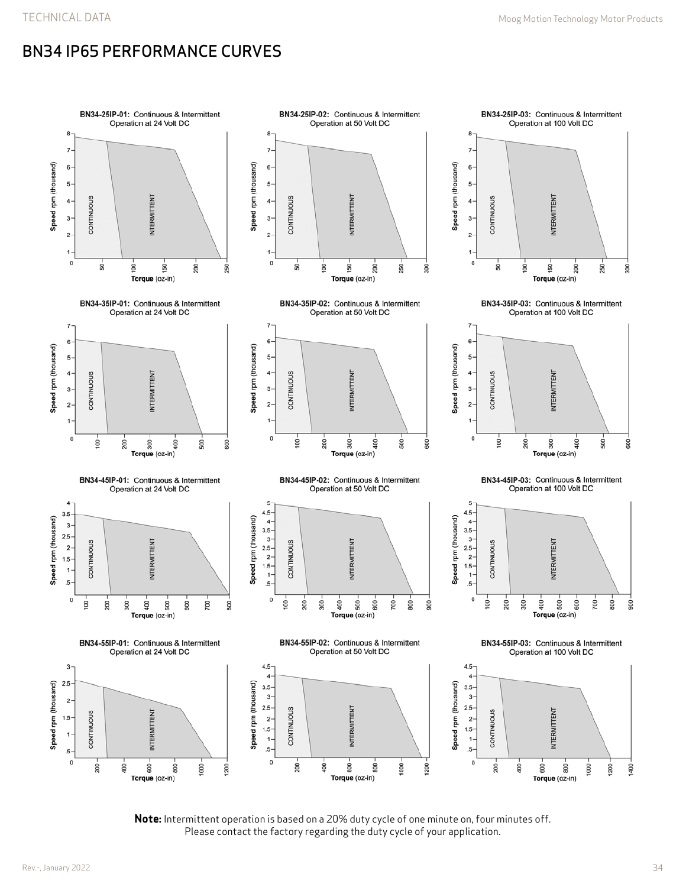TECHNICAL DATA

# BN34 IP65 PERFORMANCE CURVES

BN34-25IP-01: Continuous & Intermittent Operation at 24 Volt DC

Speed rpm (thousand)

8
7
6
5
4
3
2
1
0

CONTINUOUS

INTERMITTENT

50 100 150 200 250

Torque (oz-in)

BN34-25IP-02: Continuous & Intermittent Operation at 50 Volt DC

Speed rpm (thousand)

8
7
6
5
4
3
2
1
0

CONTINUOUS

INTERMITTENT

50 100 150 200 250 300

Torque (oz-in)

BN34-25IP-03: Continuous & Intermittent Operation at 100 Volt DC

Speed rpm (thousand)

8
7
6
5
4
3
2
1
0

CONTINUOUS

INTERMITTENT

50 100 150 200 250 300

Torque (oz-in)

BN34-35IP-01: Continuous & Intermittent Operation at 24 Volt DC

Speed rpm (thousand)

7
6
5
4
3
2
1
0

CONTINUOUS

INTERMITTENT

100 200 300 400 500 600

Torque (oz-in)

BN34-35IP-02: Continuous & Intermittent Operation at 50 Volt DC

Speed rpm (thousand)

7
6
5
4
3
2
1
0

CONTINUOUS

INTERMITTENT

100 200 300 400 500 600

Torque (oz-in)

BN34-35IP-03: Continuous & Intermittent Operation at 100 Volt DC

Speed rpm (thousand)

7
6
5
4
3
2
1
0

CONTINUOUS

INTERMITTENT

100 200 300 400 500 600

Torque (oz-in)

BN34-45IP-01: Continuous & Intermittent Operation at 24 Volt DC

Speed rpm (thousand)

4
3.5
3
2.5
2
1.5
1
.5
0

CONTINUOUS

INTERMITTENT

100 200 300 400 500 600 700 800

Torque (oz-in)

BN34-45IP-02: Continuous & Intermittent Operation at 50 Volt DC

Speed rpm (thousand)

5
4.5
4
3.5
3
2.5
2
1.5
1
.5
0

CONTINUOUS

INTERMITTENT

100 200 300 400 500 600 700 800 900

Torque (oz-in)

BN34-45IP-03: Continuous & Intermittent Operation at 100 Volt DC

Speed rpm (thousand)

5
4.5
4
3.5
3
2.5
2
1.5
1
.5
0

CONTINUOUS

INTERMITTENT

100 200 300 400 500 600 700 800 900

Torque (oz-in)

BN34-55IP-01: Continuous & Intermittent Operation at 24 Volt DC

Speed rpm (thousand)

3
2.5
2
1.5
1
.5
0

CONTINUOUS

INTERMITTENT

200 400 600 800 1000 1200

Torque (oz-in)

BN34-55IP-02: Continuous & Intermittent Operation at 50 Volt DC

Speed rpm (thousand)

4.5
4
3.5
3
2.5
2
1.5
1
.5
0

CONTINUOUS

INTERMITTENT

200 400 600 800 1000 1200

Torque (oz-in)

BN34-55IP-03: Continuous & Intermittent Operation at 100 Volt DC

Speed rpm (thousand)

4.5
4
3.5
3
2.5
2
1.5
1
.5
0

CONTINUOUS

INTERMITTENT

200 400 600 800 1000 1200 1400

Torque (oz-in)

**Note:** Intermittent operation is based on a 20% duty cycle of one minute on, four minutes off. Please contact the factory regarding the duty cycle of your application.

Rev.-, January 2022